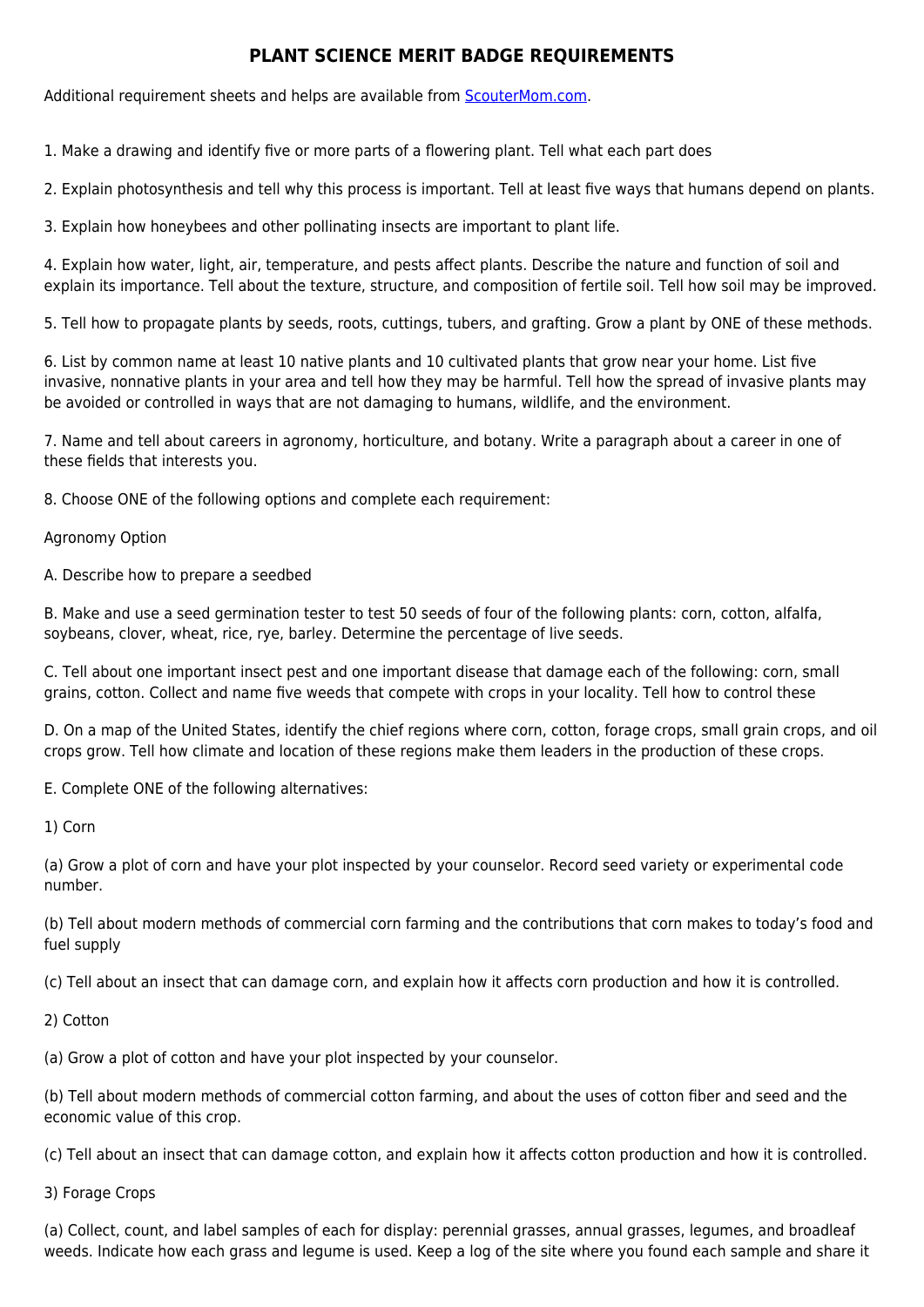# PLANT SCIENCE MERIT BADGE REQUIREMENTS

Additional requirement sheets and helps are available from [ScouterMom.com](ScouterMom.com).

1. Make a drawing and identify five or more parts of a flowering plant. Tell what each part does

2. Explain photosynthesis and tell why this process is important. Tell at least five ways that humans depend on plants.

3. Explain how honeybees and other pollinating insects are important to plant life.

4. Explain how water, light, air, temperature, and pests affect plants. Describe the nature and function of soil and explain its importance. Tell about the texture, structure, and composition of fertile soil. Tell how soil may be improved.

5. Tell how to propagate plants by seeds, roots, cuttings, tubers, and grafting. Grow a plant by ONE of these methods.

6. List by common name at least 10 native plants and 10 cultivated plants that grow near your home. List five invasive, nonnative plants in your area and tell how they may be harmful. Tell how the spread of invasive plants may be avoided or controlled in ways that are not damaging to humans, wildlife, and the environment.

7. Name and tell about careers in agronomy, horticulture, and botany. Write a paragraph about a career in one of these fields that interests you.

8. Choose ONE of the following options and complete each requirement:

Agronomy Option

A. Describe how to prepare a seedbed

B. Make and use a seed germination tester to test 50 seeds of four of the following plants: corn, cotton, alfalfa, soybeans, clover, wheat, rice, rye, barley. Determine the percentage of live seeds.

C. Tell about one important insect pest and one important disease that damage each of the following: corn, small grains, cotton. Collect and name five weeds that compete with crops in your locality. Tell how to control these

D. On a map of the United States, identify the chief regions where corn, cotton, forage crops, small grain crops, and oil crops grow. Tell how climate and location of these regions make them leaders in the production of these crops.

E. Complete ONE of the following alternatives:

1) Corn

(a) Grow a plot of corn and have your plot inspected by your counselor. Record seed variety or experimental code number.

(b) Tell about modern methods of commercial corn farming and the contributions that corn makes to today's food and fuel supply

(c) Tell about an insect that can damage corn, and explain how it affects corn production and how it is controlled.

2) Cotton

(a) Grow a plot of cotton and have your plot inspected by your counselor.

(b) Tell about modern methods of commercial cotton farming, and about the uses of cotton fiber and seed and the economic value of this crop.

(c) Tell about an insect that can damage cotton, and explain how it affects cotton production and how it is controlled.

3) Forage Crops

(a) Collect, count, and label samples of each for display: perennial grasses, annual grasses, legumes, and broadleaf weeds. Indicate how each grass and legume is used. Keep a log of the site where you found each sample and share it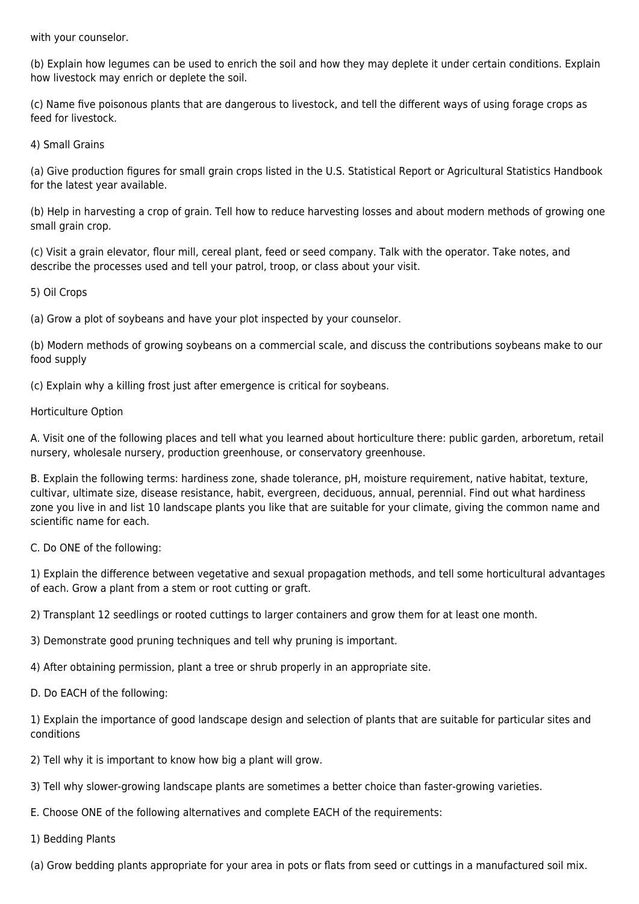with your counselor.

(b) Explain how legumes can be used to enrich the soil and how they may deplete it under certain conditions. Explain how livestock may enrich or deplete the soil.

(c) Name five poisonous plants that are dangerous to livestock, and tell the different ways of using forage crops as feed for livestock.

4) Small Grains

(a) Give production figures for small grain crops listed in the U.S. Statistical Report or Agricultural Statistics Handbook for the latest year available.

(b) Help in harvesting a crop of grain. Tell how to reduce harvesting losses and about modern methods of growing one small grain crop.

(c) Visit a grain elevator, flour mill, cereal plant, feed or seed company. Talk with the operator. Take notes, and describe the processes used and tell your patrol, troop, or class about your visit.

5) Oil Crops

(a) Grow a plot of soybeans and have your plot inspected by your counselor.

(b) Modern methods of growing soybeans on a commercial scale, and discuss the contributions soybeans make to our food supply

(c) Explain why a killing frost just after emergence is critical for soybeans.

Horticulture Option

A. Visit one of the following places and tell what you learned about horticulture there: public garden, arboretum, retail nursery, wholesale nursery, production greenhouse, or conservatory greenhouse.

B. Explain the following terms: hardiness zone, shade tolerance, pH, moisture requirement, native habitat, texture, cultivar, ultimate size, disease resistance, habit, evergreen, deciduous, annual, perennial. Find out what hardiness zone you live in and list 10 landscape plants you like that are suitable for your climate, giving the common name and scientific name for each.

C. Do ONE of the following:

1) Explain the difference between vegetative and sexual propagation methods, and tell some horticultural advantages of each. Grow a plant from a stem or root cutting or graft.

2) Transplant 12 seedlings or rooted cuttings to larger containers and grow them for at least one month.

3) Demonstrate good pruning techniques and tell why pruning is important.

4) After obtaining permission, plant a tree or shrub properly in an appropriate site.

D. Do EACH of the following:

1) Explain the importance of good landscape design and selection of plants that are suitable for particular sites and conditions

2) Tell why it is important to know how big a plant will grow.

3) Tell why slower-growing landscape plants are sometimes a better choice than faster-growing varieties.

E. Choose ONE of the following alternatives and complete EACH of the requirements:

1) Bedding Plants

(a) Grow bedding plants appropriate for your area in pots or flats from seed or cuttings in a manufactured soil mix.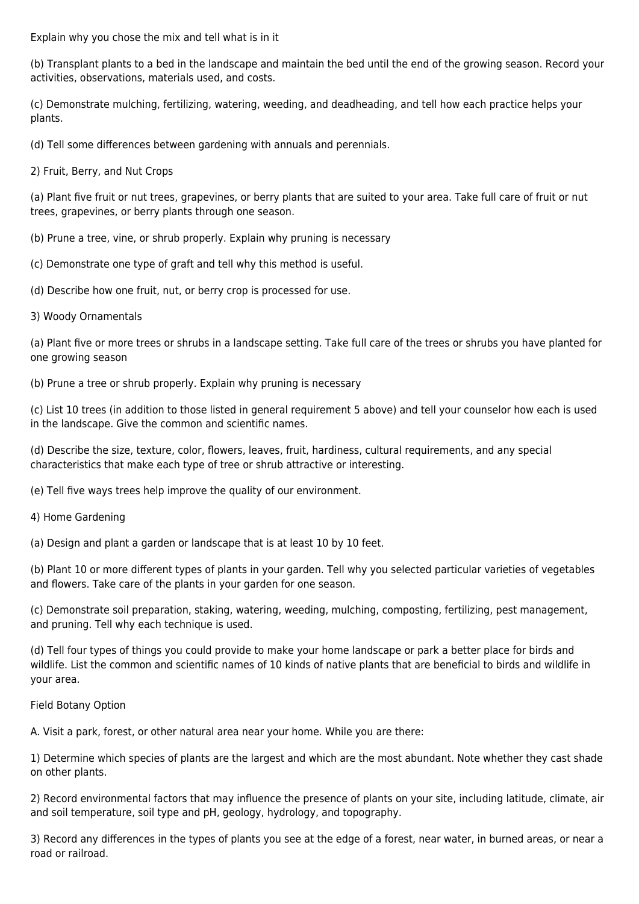Explain why you chose the mix and tell what is in it

(b) Transplant plants to a bed in the landscape and maintain the bed until the end of the growing season. Record your activities, observations, materials used, and costs.

(c) Demonstrate mulching, fertilizing, watering, weeding, and deadheading, and tell how each practice helps your plants.

(d) Tell some differences between gardening with annuals and perennials.

2) Fruit, Berry, and Nut Crops

(a) Plant five fruit or nut trees, grapevines, or berry plants that are suited to your area. Take full care of fruit or nut trees, grapevines, or berry plants through one season.

(b) Prune a tree, vine, or shrub properly. Explain why pruning is necessary

(c) Demonstrate one type of graft and tell why this method is useful.

(d) Describe how one fruit, nut, or berry crop is processed for use.

3) Woody Ornamentals

(a) Plant five or more trees or shrubs in a landscape setting. Take full care of the trees or shrubs you have planted for one growing season

(b) Prune a tree or shrub properly. Explain why pruning is necessary

(c) List 10 trees (in addition to those listed in general requirement 5 above) and tell your counselor how each is used in the landscape. Give the common and scientific names.

(d) Describe the size, texture, color, flowers, leaves, fruit, hardiness, cultural requirements, and any special characteristics that make each type of tree or shrub attractive or interesting.

(e) Tell five ways trees help improve the quality of our environment.

4) Home Gardening

(a) Design and plant a garden or landscape that is at least 10 by 10 feet.

(b) Plant 10 or more different types of plants in your garden. Tell why you selected particular varieties of vegetables and flowers. Take care of the plants in your garden for one season.

(c) Demonstrate soil preparation, staking, watering, weeding, mulching, composting, fertilizing, pest management, and pruning. Tell why each technique is used.

(d) Tell four types of things you could provide to make your home landscape or park a better place for birds and wildlife. List the common and scientific names of 10 kinds of native plants that are beneficial to birds and wildlife in your area.

Field Botany Option

A. Visit a park, forest, or other natural area near your home. While you are there:

1) Determine which species of plants are the largest and which are the most abundant. Note whether they cast shade on other plants.

2) Record environmental factors that may influence the presence of plants on your site, including latitude, climate, air and soil temperature, soil type and pH, geology, hydrology, and topography.

3) Record any differences in the types of plants you see at the edge of a forest, near water, in burned areas, or near a road or railroad.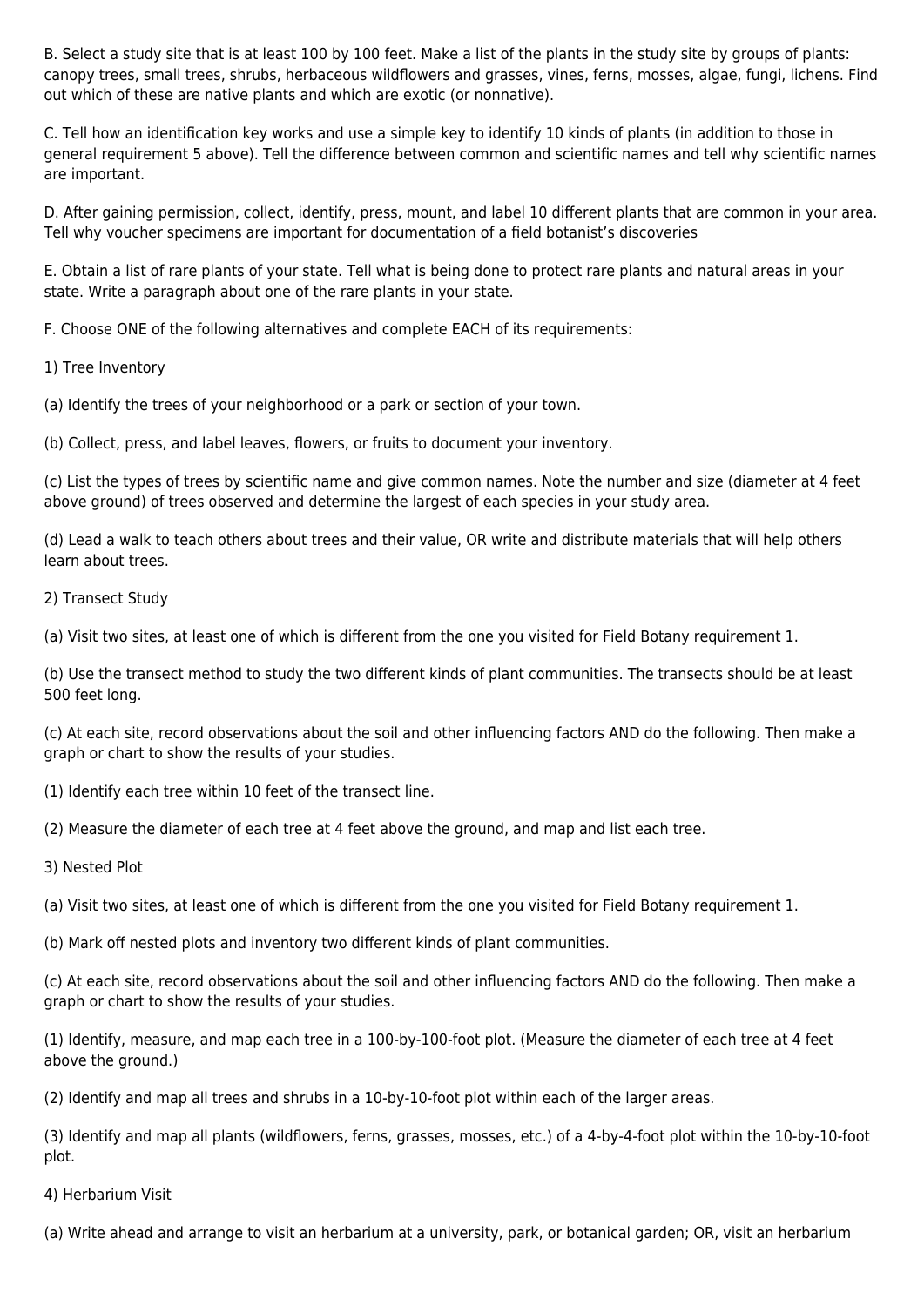B. Select a study site that is at least 100 by 100 feet. Make a list of the plants in the study site by groups of plants: canopy trees, small trees, shrubs, herbaceous wildflowers and grasses, vines, ferns, mosses, algae, fungi, lichens. Find out which of these are native plants and which are exotic (or nonnative).

C. Tell how an identification key works and use a simple key to identify 10 kinds of plants (in addition to those in general requirement 5 above). Tell the difference between common and scientific names and tell why scientific names are important.

D. After gaining permission, collect, identify, press, mount, and label 10 different plants that are common in your area. Tell why voucher specimens are important for documentation of a field botanist's discoveries

E. Obtain a list of rare plants of your state. Tell what is being done to protect rare plants and natural areas in your state. Write a paragraph about one of the rare plants in your state.

F. Choose ONE of the following alternatives and complete EACH of its requirements:

1) Tree Inventory

(a) Identify the trees of your neighborhood or a park or section of your town.

(b) Collect, press, and label leaves, flowers, or fruits to document your inventory.

(c) List the types of trees by scientific name and give common names. Note the number and size (diameter at 4 feet above ground) of trees observed and determine the largest of each species in your study area.

(d) Lead a walk to teach others about trees and their value, OR write and distribute materials that will help others learn about trees.

2) Transect Study

(a) Visit two sites, at least one of which is different from the one you visited for Field Botany requirement 1.

(b) Use the transect method to study the two different kinds of plant communities. The transects should be at least 500 feet long.

(c) At each site, record observations about the soil and other influencing factors AND do the following. Then make a graph or chart to show the results of your studies.

(1) Identify each tree within 10 feet of the transect line.

(2) Measure the diameter of each tree at 4 feet above the ground, and map and list each tree.

3) Nested Plot

(a) Visit two sites, at least one of which is different from the one you visited for Field Botany requirement 1.

(b) Mark off nested plots and inventory two different kinds of plant communities.

(c) At each site, record observations about the soil and other influencing factors AND do the following. Then make a graph or chart to show the results of your studies.

(1) Identify, measure, and map each tree in a 100-by-100-foot plot. (Measure the diameter of each tree at 4 feet above the ground.)

(2) Identify and map all trees and shrubs in a 10-by-10-foot plot within each of the larger areas.

(3) Identify and map all plants (wildflowers, ferns, grasses, mosses, etc.) of a 4-by-4-foot plot within the 10-by-10-foot plot.

4) Herbarium Visit

(a) Write ahead and arrange to visit an herbarium at a university, park, or botanical garden; OR, visit an herbarium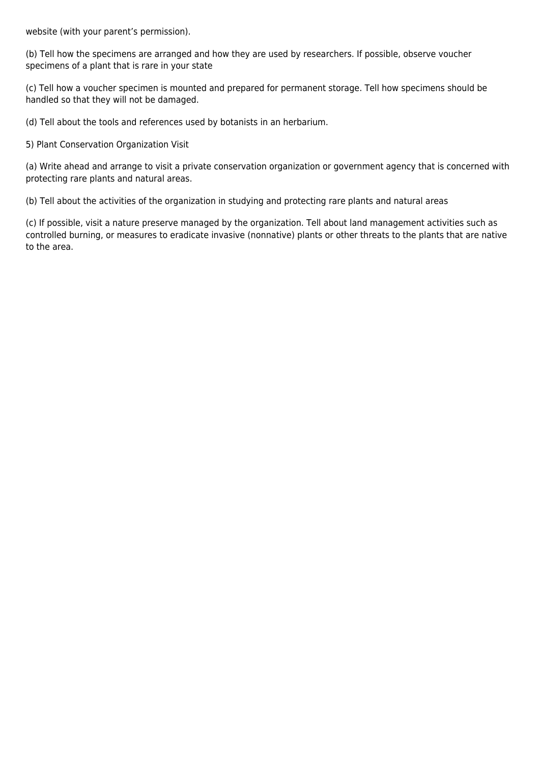website (with your parent's permission).

(b) Tell how the specimens are arranged and how they are used by researchers. If possible, observe voucher specimens of a plant that is rare in your state

(c) Tell how a voucher specimen is mounted and prepared for permanent storage. Tell how specimens should be handled so that they will not be damaged.

(d) Tell about the tools and references used by botanists in an herbarium.

5) Plant Conservation Organization Visit

(a) Write ahead and arrange to visit a private conservation organization or government agency that is concerned with protecting rare plants and natural areas.

(b) Tell about the activities of the organization in studying and protecting rare plants and natural areas

(c) If possible, visit a nature preserve managed by the organization. Tell about land management activities such as controlled burning, or measures to eradicate invasive (nonnative) plants or other threats to the plants that are native to the area.